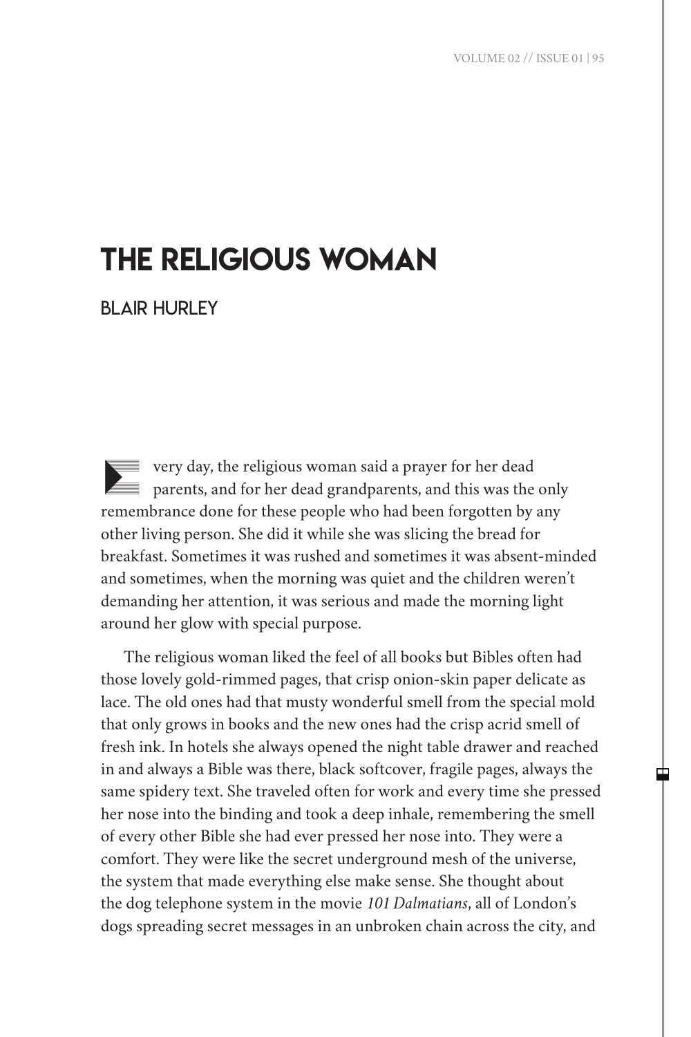# THE RELIGIOUS WOMAN

## BLAIR HURLEY

Every day, the religious woman said a prayer for her dead parents, and for her dead grandparents, and this was the only remembrance done for these people who had been forgotten by any other living person. She did it while she was slicing the bread for breakfast. Sometimes it was rushed and sometimes it was absent-minded and sometimes, when the morning was quiet and the children weren't demanding her attention, it was serious and made the morning light around her glow with special purpose.

The religious woman liked the feel of all books but Bibles often had those lovely gold-rimmed pages, that crisp onion-skin paper delicate as lace. The old ones had that musty wonderful smell from the special mold that only grows in books and the new ones had the crisp acrid smell of fresh ink. In hotels she always opened the night table drawer and reached in and always a Bible was there, black softcover, fragile pages, always the same spidery text. She traveled often for work and every time she pressed her nose into the binding and took a deep inhale, remembering the smell of every other Bible she had ever pressed her nose into. They were a comfort. They were like the secret underground mesh of the universe, the system that made everything else make sense. She thought about the dog telephone system in the movie *101 Dalmatians*, all of London's dogs spreading secret messages in an unbroken chain across the city, and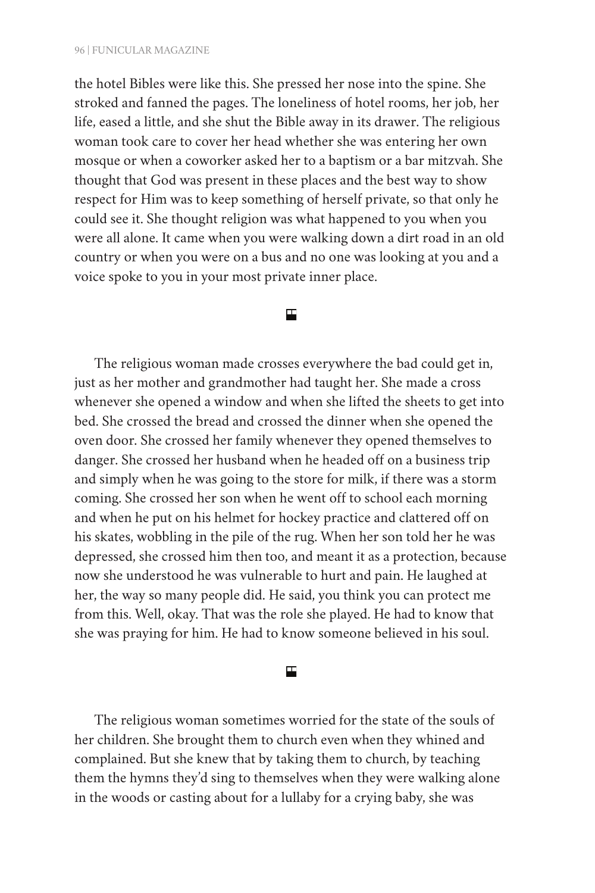the hotel Bibles were like this. She pressed her nose into the spine. She stroked and fanned the pages. The loneliness of hotel rooms, her job, her life, eased a little, and she shut the Bible away in its drawer. The religious woman took care to cover her head whether she was entering her own mosque or when a coworker asked her to a baptism or a bar mitzvah. She thought that God was present in these places and the best way to show respect for Him was to keep something of herself private, so that only he could see it. She thought religion was what happened to you when you were all alone. It came when you were walking down a dirt road in an old country or when you were on a bus and no one was looking at you and a voice spoke to you in your most private inner place.

⊡

The religious woman made crosses everywhere the bad could get in, just as her mother and grandmother had taught her. She made a cross whenever she opened a window and when she lifted the sheets to get into bed. She crossed the bread and crossed the dinner when she opened the oven door. She crossed her family whenever they opened themselves to danger. She crossed her husband when he headed off on a business trip and simply when he was going to the store for milk, if there was a storm coming. She crossed her son when he went off to school each morning and when he put on his helmet for hockey practice and clattered off on his skates, wobbling in the pile of the rug. When her son told her he was depressed, she crossed him then too, and meant it as a protection, because now she understood he was vulnerable to hurt and pain. He laughed at her, the way so many people did. He said, you think you can protect me from this. Well, okay. That was the role she played. He had to know that she was praying for him. He had to know someone believed in his soul.

⊡

The religious woman sometimes worried for the state of the souls of her children. She brought them to church even when they whined and complained. But she knew that by taking them to church, by teaching them the hymns they'd sing to themselves when they were walking alone in the woods or casting about for a lullaby for a crying baby, she was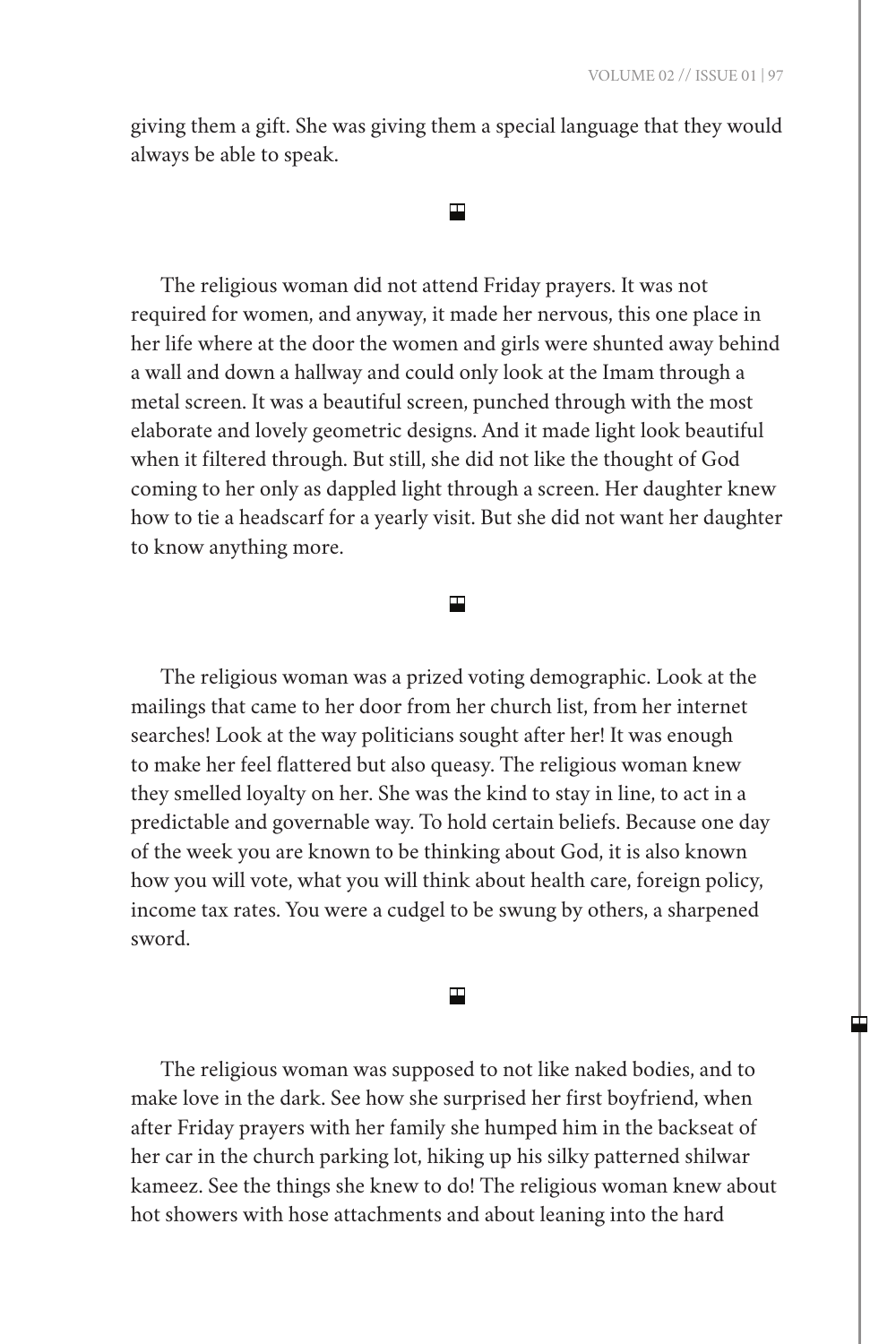giving them a gift. She was giving them a special language that they would always be able to speak.

⊞

The religious woman did not attend Friday prayers. It was not required for women, and anyway, it made her nervous, this one place in her life where at the door the women and girls were shunted away behind a wall and down a hallway and could only look at the Imam through a metal screen. It was a beautiful screen, punched through with the most elaborate and lovely geometric designs. And it made light look beautiful when it filtered through. But still, she did not like the thought of God coming to her only as dappled light through a screen. Her daughter knew how to tie a headscarf for a yearly visit. But she did not want her daughter to know anything more.

⊞

The religious woman was a prized voting demographic. Look at the mailings that came to her door from her church list, from her internet searches! Look at the way politicians sought after her! It was enough to make her feel flattered but also queasy. The religious woman knew they smelled loyalty on her. She was the kind to stay in line, to act in a predictable and governable way. To hold certain beliefs. Because one day of the week you are known to be thinking about God, it is also known how you will vote, what you will think about health care, foreign policy, income tax rates. You were a cudgel to be swung by others, a sharpened sword.

⊞

The religious woman was supposed to not like naked bodies, and to make love in the dark. See how she surprised her first boyfriend, when after Friday prayers with her family she humped him in the backseat of her car in the church parking lot, hiking up his silky patterned shilwar kameez. See the things she knew to do! The religious woman knew about hot showers with hose attachments and about leaning into the hard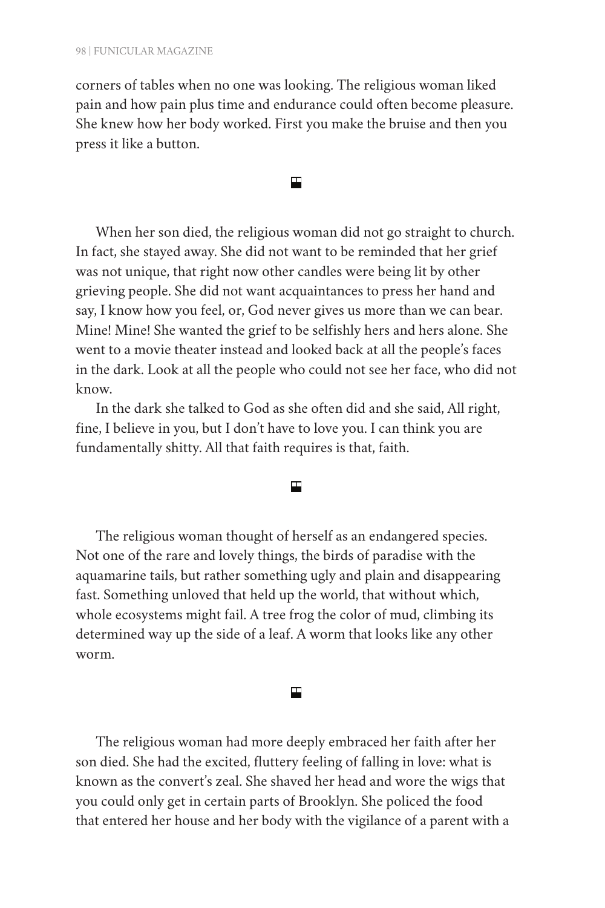corners of tables when no one was looking. The religious woman liked pain and how pain plus time and endurance could often become pleasure. She knew how her body worked. First you make the bruise and then you press it like a button.

▀

When her son died, the religious woman did not go straight to church. In fact, she stayed away. She did not want to be reminded that her grief was not unique, that right now other candles were being lit by other grieving people. She did not want acquaintances to press her hand and say, I know how you feel, or, God never gives us more than we can bear. Mine! Mine! She wanted the grief to be selfishly hers and hers alone. She went to a movie theater instead and looked back at all the people's faces in the dark. Look at all the people who could not see her face, who did not know.

In the dark she talked to God as she often did and she said, All right, fine, I believe in you, but I don't have to love you. I can think you are fundamentally shitty. All that faith requires is that, faith.

▀

The religious woman thought of herself as an endangered species. Not one of the rare and lovely things, the birds of paradise with the aquamarine tails, but rather something ugly and plain and disappearing fast. Something unloved that held up the world, that without which, whole ecosystems might fail. A tree frog the color of mud, climbing its determined way up the side of a leaf. A worm that looks like any other worm.

▀

The religious woman had more deeply embraced her faith after her son died. She had the excited, fluttery feeling of falling in love: what is known as the convert's zeal. She shaved her head and wore the wigs that you could only get in certain parts of Brooklyn. She policed the food that entered her house and her body with the vigilance of a parent with a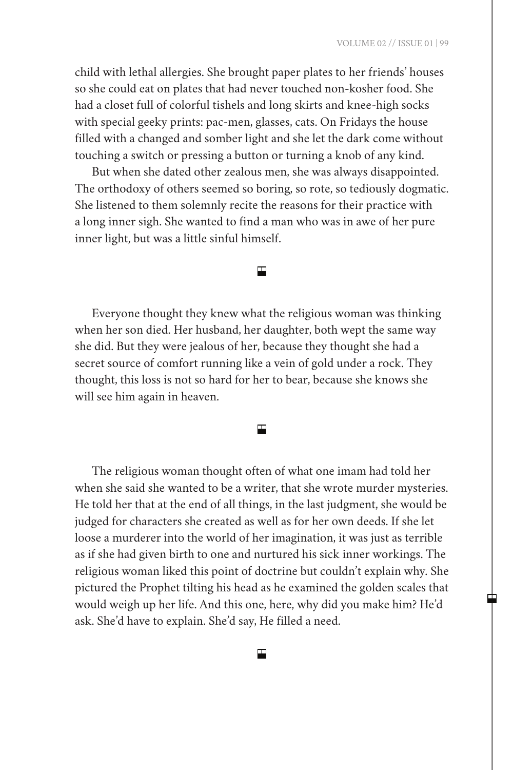child with lethal allergies. She brought paper plates to her friends' houses so she could eat on plates that had never touched non-kosher food. She had a closet full of colorful tishels and long skirts and knee-high socks with special geeky prints: pac-men, glasses, cats. On Fridays the house filled with a changed and somber light and she let the dark come without touching a switch or pressing a button or turning a knob of any kind.

But when she dated other zealous men, she was always disappointed. The orthodoxy of others seemed so boring, so rote, so tediously dogmatic. She listened to them solemnly recite the reasons for their practice with a long inner sigh. She wanted to find a man who was in awe of her pure inner light, but was a little sinful himself.

---

Everyone thought they knew what the religious woman was thinking when her son died. Her husband, her daughter, both wept the same way she did. But they were jealous of her, because they thought she had a secret source of comfort running like a vein of gold under a rock. They thought, this loss is not so hard for her to bear, because she knows she will see him again in heaven.

---

The religious woman thought often of what one imam had told her when she said she wanted to be a writer, that she wrote murder mysteries. He told her that at the end of all things, in the last judgment, she would be judged for characters she created as well as for her own deeds. If she let loose a murderer into the world of her imagination, it was just as terrible as if she had given birth to one and nurtured his sick inner workings. The religious woman liked this point of doctrine but couldn't explain why. She pictured the Prophet tilting his head as he examined the golden scales that would weigh up her life. And this one, here, why did you make him? He'd ask. She'd have to explain. She'd say, He filled a need.

---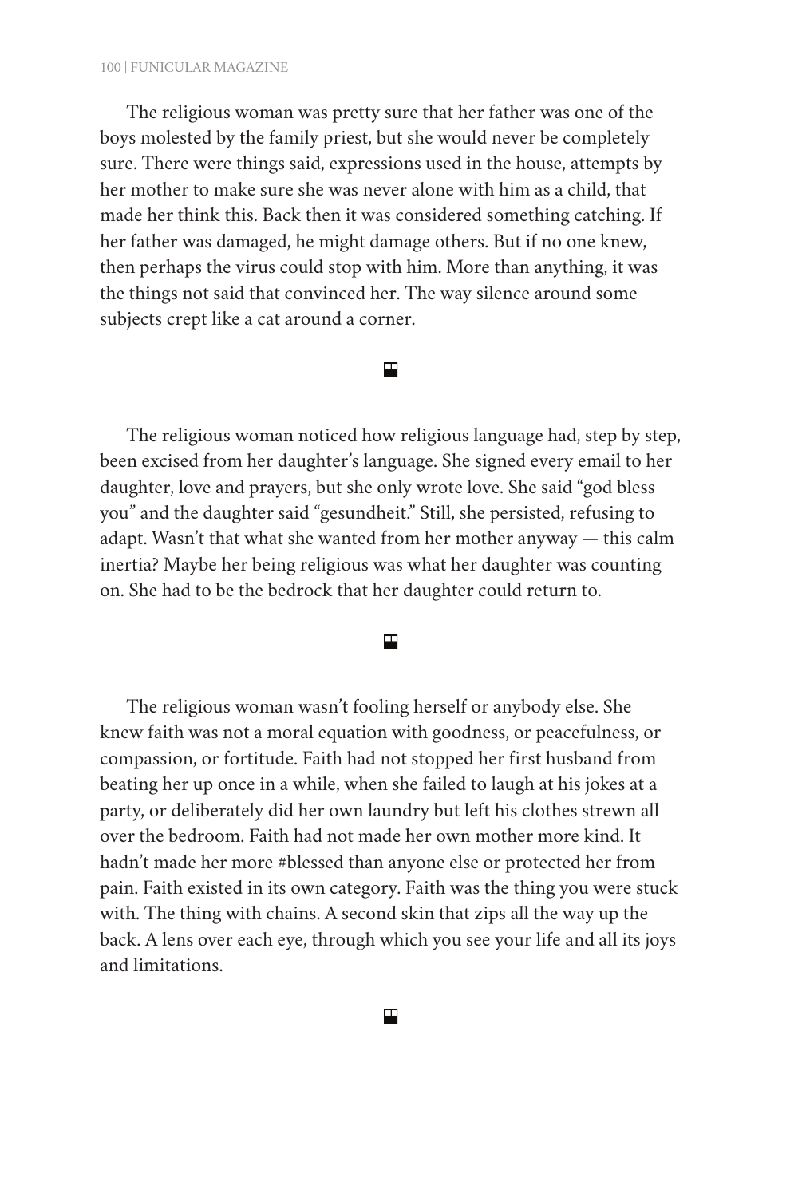The religious woman was pretty sure that her father was one of the boys molested by the family priest, but she would never be completely sure. There were things said, expressions used in the house, attempts by her mother to make sure she was never alone with him as a child, that made her think this. Back then it was considered something catching. If her father was damaged, he might damage others. But if no one knew, then perhaps the virus could stop with him. More than anything, it was the things not said that convinced her. The way silence around some subjects crept like a cat around a corner.

⬒

The religious woman noticed how religious language had, step by step, been excised from her daughter's language. She signed every email to her daughter, love and prayers, but she only wrote love. She said "god bless you" and the daughter said "gesundheit." Still, she persisted, refusing to adapt. Wasn't that what she wanted from her mother anyway — this calm inertia? Maybe her being religious was what her daughter was counting on. She had to be the bedrock that her daughter could return to.

⬒

The religious woman wasn't fooling herself or anybody else. She knew faith was not a moral equation with goodness, or peacefulness, or compassion, or fortitude. Faith had not stopped her first husband from beating her up once in a while, when she failed to laugh at his jokes at a party, or deliberately did her own laundry but left his clothes strewn all over the bedroom. Faith had not made her own mother more kind. It hadn't made her more #blessed than anyone else or protected her from pain. Faith existed in its own category. Faith was the thing you were stuck with. The thing with chains. A second skin that zips all the way up the back. A lens over each eye, through which you see your life and all its joys and limitations.

⬒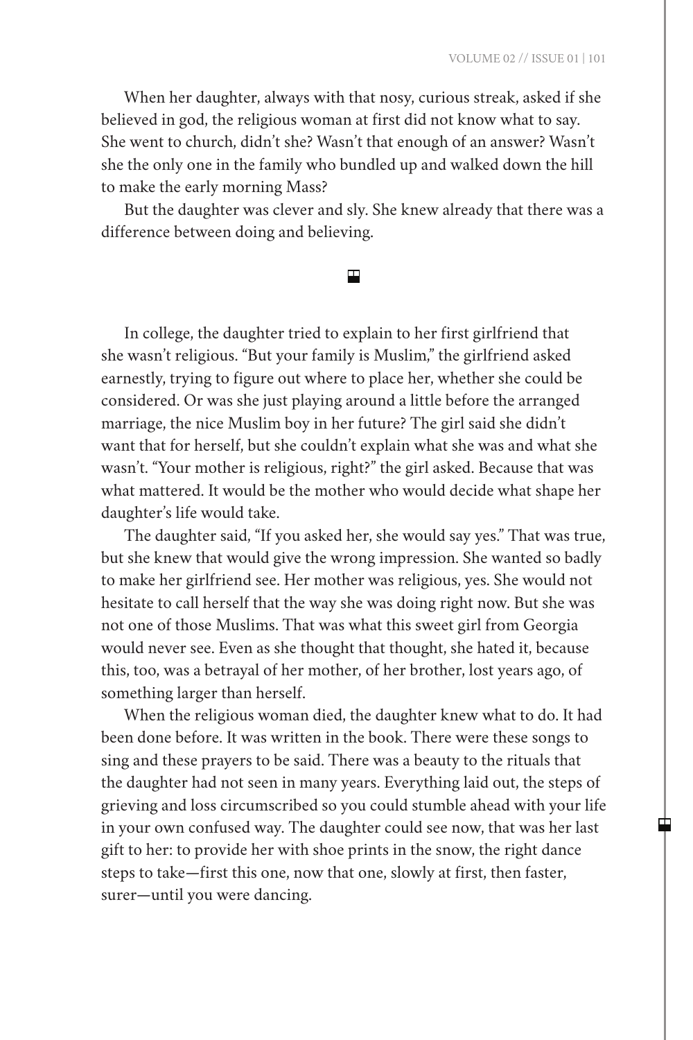When her daughter, always with that nosy, curious streak, asked if she believed in god, the religious woman at first did not know what to say. She went to church, didn't she? Wasn't that enough of an answer? Wasn't she the only one in the family who bundled up and walked down the hill to make the early morning Mass?

But the daughter was clever and sly. She knew already that there was a difference between doing and believing.

---

In college, the daughter tried to explain to her first girlfriend that she wasn't religious. "But your family is Muslim," the girlfriend asked earnestly, trying to figure out where to place her, whether she could be considered. Or was she just playing around a little before the arranged marriage, the nice Muslim boy in her future? The girl said she didn't want that for herself, but she couldn't explain what she was and what she wasn't. "Your mother is religious, right?" the girl asked. Because that was what mattered. It would be the mother who would decide what shape her daughter's life would take.

The daughter said, "If you asked her, she would say yes." That was true, but she knew that would give the wrong impression. She wanted so badly to make her girlfriend see. Her mother was religious, yes. She would not hesitate to call herself that the way she was doing right now. But she was not one of those Muslims. That was what this sweet girl from Georgia would never see. Even as she thought that thought, she hated it, because this, too, was a betrayal of her mother, of her brother, lost years ago, of something larger than herself.

When the religious woman died, the daughter knew what to do. It had been done before. It was written in the book. There were these songs to sing and these prayers to be said. There was a beauty to the rituals that the daughter had not seen in many years. Everything laid out, the steps of grieving and loss circumscribed so you could stumble ahead with your life in your own confused way. The daughter could see now, that was her last gift to her: to provide her with shoe prints in the snow, the right dance steps to take—first this one, now that one, slowly at first, then faster, surer—until you were dancing.